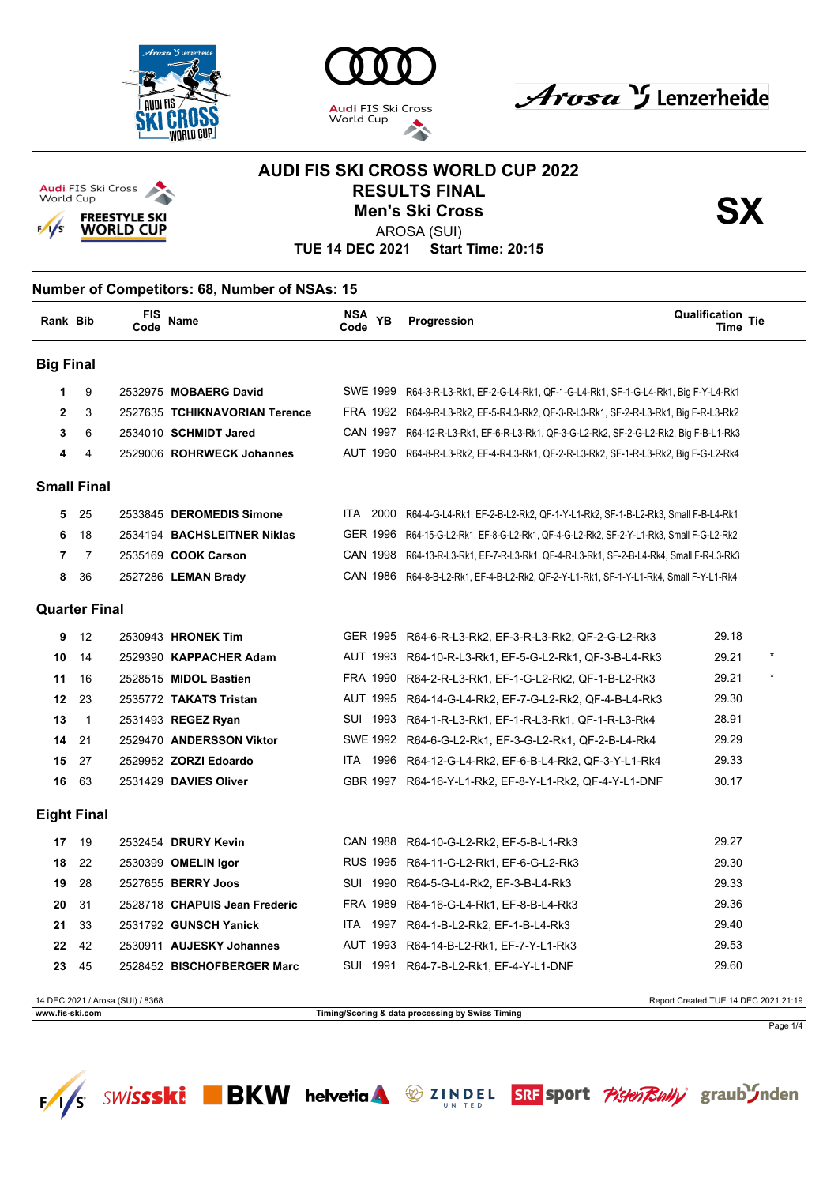# AUDI FIS SKI CROSS WORLD CUP 2022

## RESULTS FINAL

## Men's Ski Cross

AROSA (SUI)

**TUE 14 DEC 2021 Start Time: 20:15**

**SX**

**Number of Competitors: 68, Number of NSAs: 15**

| Rank | Bib | FIS Code | Name | NSA Code | YB | Progression | Qualification Time | Tie |
|---|---|---|---|---|---|---|---|---|
| **Big Final** | | | | | | | | |
| 1 | 9 | 2532975 | **MOBAERG David** | SWE | 1999 | R64-3-R-L3-Rk1, EF-2-G-L4-Rk1, QF-1-G-L4-Rk1, SF-1-G-L4-Rk1, Big F-Y-L4-Rk1 | | |
| 2 | 3 | 2527635 | **TCHIKNAVORIAN Terence** | FRA | 1992 | R64-9-R-L3-Rk2, EF-5-R-L3-Rk2, QF-3-R-L3-Rk1, SF-2-R-L3-Rk1, Big F-R-L3-Rk2 | | |
| 3 | 6 | 2534010 | **SCHMIDT Jared** | CAN | 1997 | R64-12-R-L3-Rk1, EF-6-R-L3-Rk1, QF-3-G-L2-Rk2, SF-2-G-L2-Rk2, Big F-B-L1-Rk3 | | |
| 4 | 4 | 2529006 | **ROHRWECK Johannes** | AUT | 1990 | R64-8-R-L3-Rk2, EF-4-R-L3-Rk1, QF-2-R-L3-Rk2, SF-1-R-L3-Rk2, Big F-G-L2-Rk4 | | |
| **Small Final** | | | | | | | | |
| 5 | 25 | 2533845 | **DEROMEDIS Simone** | ITA | 2000 | R64-4-G-L4-Rk1, EF-2-B-L2-Rk2, QF-1-Y-L1-Rk2, SF-1-B-L2-Rk3, Small F-B-L4-Rk1 | | |
| 6 | 18 | 2534194 | **BACHSLEITNER Niklas** | GER | 1996 | R64-15-G-L2-Rk1, EF-8-G-L2-Rk1, QF-4-G-L2-Rk2, SF-2-Y-L1-Rk3, Small F-G-L2-Rk2 | | |
| 7 | 7 | 2535169 | **COOK Carson** | CAN | 1998 | R64-13-R-L3-Rk1, EF-7-R-L3-Rk1, QF-4-R-L3-Rk1, SF-2-B-L4-Rk4, Small F-R-L3-Rk3 | | |
| 8 | 36 | 2527286 | **LEMAN Brady** | CAN | 1986 | R64-8-B-L2-Rk1, EF-4-B-L2-Rk2, QF-2-Y-L1-Rk1, SF-1-Y-L1-Rk4, Small F-Y-L1-Rk4 | | |
| **Quarter Final** | | | | | | | | |
| 9 | 12 | 2530943 | **HRONEK Tim** | GER | 1995 | R64-6-R-L3-Rk2, EF-3-R-L3-Rk2, QF-2-G-L2-Rk3 | 29.18 | |
| 10 | 14 | 2529390 | **KAPPACHER Adam** | AUT | 1993 | R64-10-R-L3-Rk1, EF-5-G-L2-Rk1, QF-3-B-L4-Rk3 | 29.21 | * |
| 11 | 16 | 2528515 | **MIDOL Bastien** | FRA | 1990 | R64-2-R-L3-Rk1, EF-1-G-L2-Rk2, QF-1-B-L2-Rk3 | 29.21 | * |
| 12 | 23 | 2535772 | **TAKATS Tristan** | AUT | 1995 | R64-14-G-L4-Rk2, EF-7-G-L2-Rk2, QF-4-B-L4-Rk3 | 29.30 | |
| 13 | 1 | 2531493 | **REGEZ Ryan** | SUI | 1993 | R64-1-R-L3-Rk1, EF-1-R-L3-Rk1, QF-1-R-L3-Rk4 | 28.91 | |
| 14 | 21 | 2529470 | **ANDERSSON Viktor** | SWE | 1992 | R64-6-G-L2-Rk1, EF-3-G-L2-Rk1, QF-2-B-L4-Rk4 | 29.29 | |
| 15 | 27 | 2529952 | **ZORZI Edoardo** | ITA | 1996 | R64-12-G-L4-Rk2, EF-6-B-L4-Rk2, QF-3-Y-L1-Rk4 | 29.33 | |
| 16 | 63 | 2531429 | **DAVIES Oliver** | GBR | 1997 | R64-16-Y-L1-Rk2, EF-8-Y-L1-Rk2, QF-4-Y-L1-DNF | 30.17 | |
| **Eight Final** | | | | | | | | |
| 17 | 19 | 2532454 | **DRURY Kevin** | CAN | 1988 | R64-10-G-L2-Rk2, EF-5-B-L1-Rk3 | 29.27 | |
| 18 | 22 | 2530399 | **OMELIN Igor** | RUS | 1995 | R64-11-G-L2-Rk1, EF-6-G-L2-Rk3 | 29.30 | |
| 19 | 28 | 2527655 | **BERRY Joos** | SUI | 1990 | R64-5-G-L4-Rk2, EF-3-B-L4-Rk3 | 29.33 | |
| 20 | 31 | 2528718 | **CHAPUIS Jean Frederic** | FRA | 1989 | R64-16-G-L4-Rk1, EF-8-B-L4-Rk3 | 29.36 | |
| 21 | 33 | 2531792 | **GUNSCH Yanick** | ITA | 1997 | R64-1-B-L2-Rk2, EF-1-B-L4-Rk3 | 29.40 | |
| 22 | 42 | 2530911 | **AUJESKY Johannes** | AUT | 1993 | R64-14-B-L2-Rk1, EF-7-Y-L1-Rk3 | 29.53 | |
| 23 | 45 | 2528452 | **BISCHOFBERGER Marc** | SUI | 1991 | R64-7-B-L2-Rk1, EF-4-Y-L1-DNF | 29.60 | |

14 DEC 2021 / Arosa (SUI) / 8368 — Report Created TUE 14 DEC 2021 21:19

www.fis-ski.com — Timing/Scoring & data processing by Swiss Timing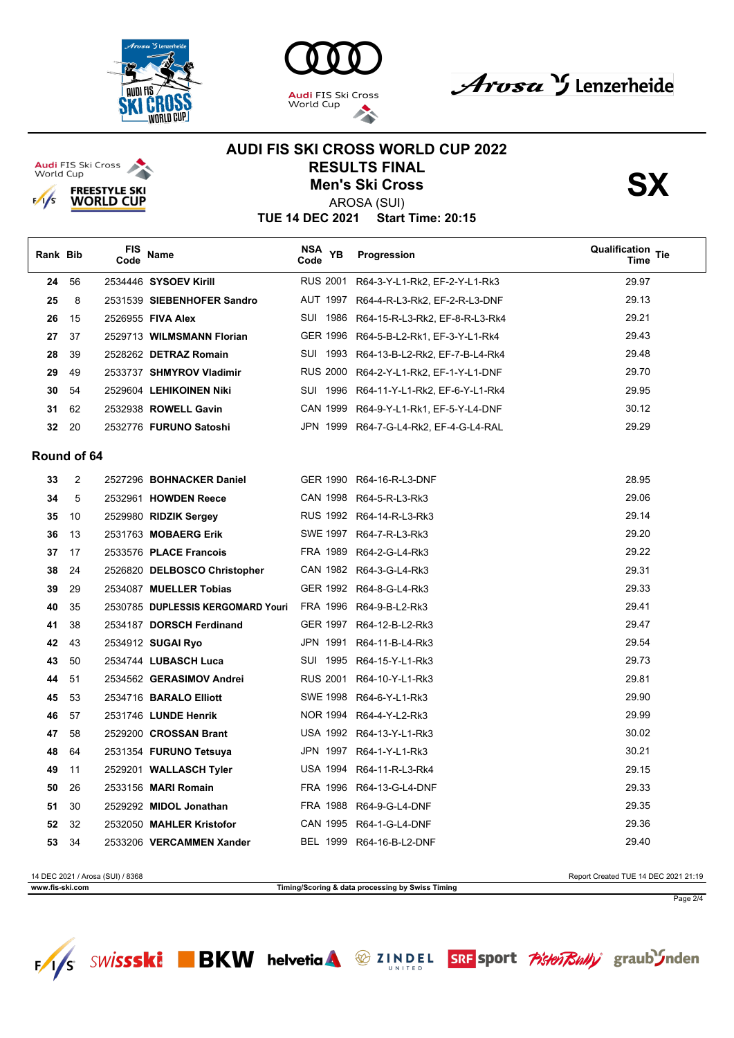# AUDI FIS SKI CROSS WORLD CUP 2022

## RESULTS FINAL

## Men's Ski Cross

AROSA (SUI)

**TUE 14 DEC 2021 Start Time: 20:15**

**SX**

| Rank | Bib | FIS Code | Name | NSA Code | YB | Progression | Qualification Time | Tie |
|---|---|---|---|---|---|---|---|---|
| 24 | 56 | 2534446 | **SYSOEV Kirill** | RUS | 2001 | R64-3-Y-L1-Rk2, EF-2-Y-L1-Rk3 | 29.97 | |
| 25 | 8 | 2531539 | **SIEBENHOFER Sandro** | AUT | 1997 | R64-4-R-L3-Rk2, EF-2-R-L3-DNF | 29.13 | |
| 26 | 15 | 2526955 | **FIVA Alex** | SUI | 1986 | R64-15-R-L3-Rk2, EF-8-R-L3-Rk4 | 29.21 | |
| 27 | 37 | 2529713 | **WILMSMANN Florian** | GER | 1996 | R64-5-B-L2-Rk1, EF-3-Y-L1-Rk4 | 29.43 | |
| 28 | 39 | 2528262 | **DETRAZ Romain** | SUI | 1993 | R64-13-B-L2-Rk2, EF-7-B-L4-Rk4 | 29.48 | |
| 29 | 49 | 2533737 | **SHMYROV Vladimir** | RUS | 2000 | R64-2-Y-L1-Rk2, EF-1-Y-L1-DNF | 29.70 | |
| 30 | 54 | 2529604 | **LEHIKOINEN Niki** | SUI | 1996 | R64-11-Y-L1-Rk2, EF-6-Y-L1-Rk4 | 29.95 | |
| 31 | 62 | 2532938 | **ROWELL Gavin** | CAN | 1999 | R64-9-Y-L1-Rk1, EF-5-Y-L4-DNF | 30.12 | |
| 32 | 20 | 2532776 | **FURUNO Satoshi** | JPN | 1999 | R64-7-G-L4-Rk2, EF-4-G-L4-RAL | 29.29 | |

### Round of 64

| Rank | Bib | FIS Code | Name | NSA Code | YB | Progression | Qualification Time | Tie |
|---|---|---|---|---|---|---|---|---|
| 33 | 2 | 2527296 | **BOHNACKER Daniel** | GER | 1990 | R64-16-R-L3-DNF | 28.95 | |
| 34 | 5 | 2532961 | **HOWDEN Reece** | CAN | 1998 | R64-5-R-L3-Rk3 | 29.06 | |
| 35 | 10 | 2529980 | **RIDZIK Sergey** | RUS | 1992 | R64-14-R-L3-Rk3 | 29.14 | |
| 36 | 13 | 2531763 | **MOBAERG Erik** | SWE | 1997 | R64-7-R-L3-Rk3 | 29.20 | |
| 37 | 17 | 2533576 | **PLACE Francois** | FRA | 1989 | R64-2-G-L4-Rk3 | 29.22 | |
| 38 | 24 | 2526820 | **DELBOSCO Christopher** | CAN | 1982 | R64-3-G-L4-Rk3 | 29.31 | |
| 39 | 29 | 2534087 | **MUELLER Tobias** | GER | 1992 | R64-8-G-L4-Rk3 | 29.33 | |
| 40 | 35 | 2530785 | **DUPLESSIS KERGOMARD Youri** | FRA | 1996 | R64-9-B-L2-Rk3 | 29.41 | |
| 41 | 38 | 2534187 | **DORSCH Ferdinand** | GER | 1997 | R64-12-B-L2-Rk3 | 29.47 | |
| 42 | 43 | 2534912 | **SUGAI Ryo** | JPN | 1991 | R64-11-B-L4-Rk3 | 29.54 | |
| 43 | 50 | 2534744 | **LUBASCH Luca** | SUI | 1995 | R64-15-Y-L1-Rk3 | 29.73 | |
| 44 | 51 | 2534562 | **GERASIMOV Andrei** | RUS | 2001 | R64-10-Y-L1-Rk3 | 29.81 | |
| 45 | 53 | 2534716 | **BARALO Elliott** | SWE | 1998 | R64-6-Y-L1-Rk3 | 29.90 | |
| 46 | 57 | 2531746 | **LUNDE Henrik** | NOR | 1994 | R64-4-Y-L2-Rk3 | 29.99 | |
| 47 | 58 | 2529200 | **CROSSAN Brant** | USA | 1992 | R64-13-Y-L1-Rk3 | 30.02 | |
| 48 | 64 | 2531354 | **FURUNO Tetsuya** | JPN | 1997 | R64-1-Y-L1-Rk3 | 30.21 | |
| 49 | 11 | 2529201 | **WALLASCH Tyler** | USA | 1994 | R64-11-R-L3-Rk4 | 29.15 | |
| 50 | 26 | 2533156 | **MARI Romain** | FRA | 1996 | R64-13-G-L4-DNF | 29.33 | |
| 51 | 30 | 2529292 | **MIDOL Jonathan** | FRA | 1988 | R64-9-G-L4-DNF | 29.35 | |
| 52 | 32 | 2532050 | **MAHLER Kristofor** | CAN | 1995 | R64-1-G-L4-DNF | 29.36 | |
| 53 | 34 | 2533206 | **VERCAMMEN Xander** | BEL | 1999 | R64-16-B-L2-DNF | 29.40 | |

14 DEC 2021 / Arosa (SUI) / 8368 — Report Created TUE 14 DEC 2021 21:19

www.fis-ski.com — Timing/Scoring & data processing by Swiss Timing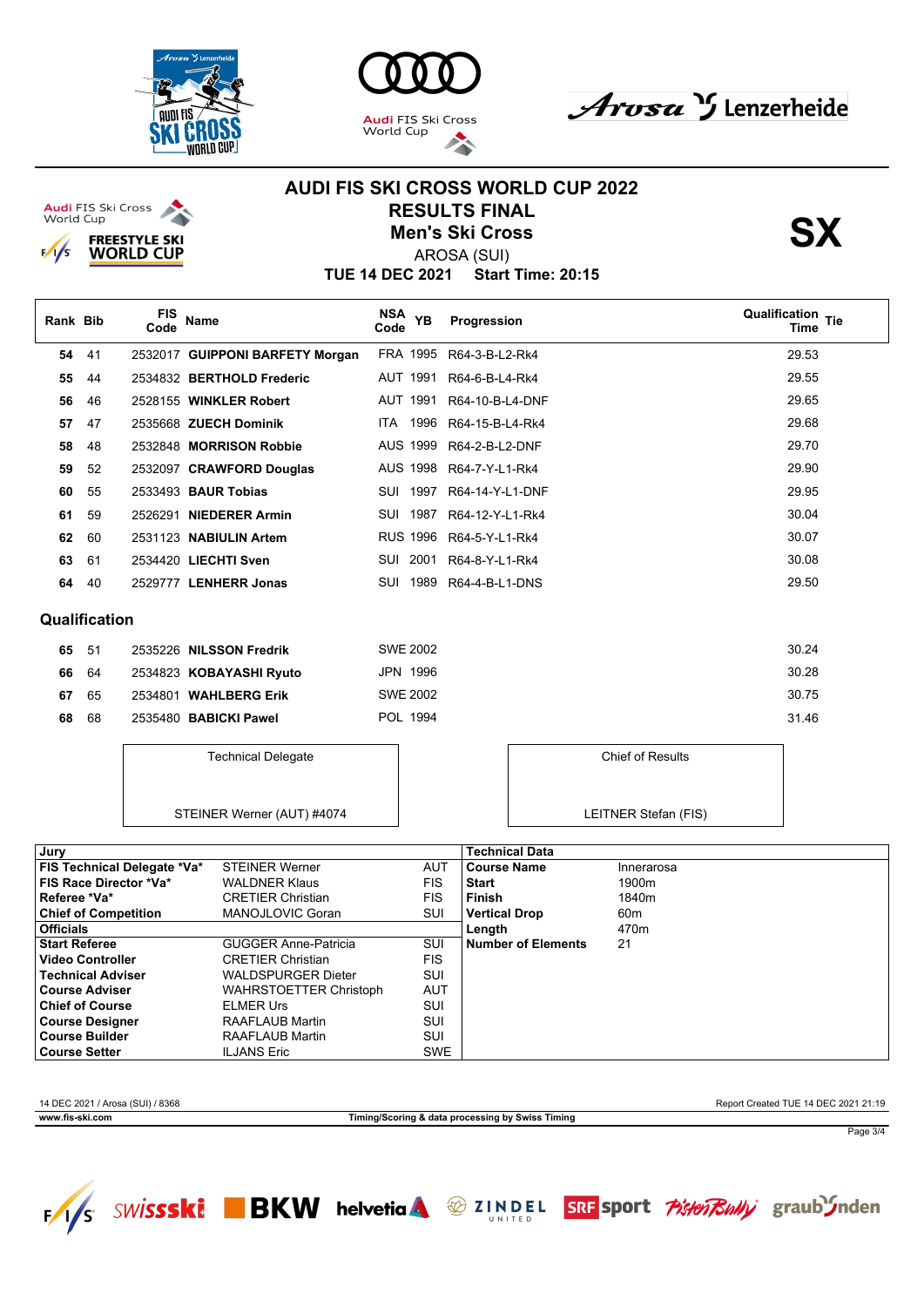# AUDI FIS SKI CROSS WORLD CUP 2022

## RESULTS FINAL

## Men's Ski Cross

AROSA (SUI)

**TUE 14 DEC 2021 Start Time: 20:15**

**SX**

| Rank | Bib | FIS Code | Name | NSA Code | YB | Progression | Qualification Time | Tie |
|---|---|---|---|---|---|---|---|---|
| **54** | 41 | 2532017 | **GUIPPONI BARFETY Morgan** | FRA | 1995 | R64-3-B-L2-Rk4 | 29.53 | |
| **55** | 44 | 2534832 | **BERTHOLD Frederic** | AUT | 1991 | R64-6-B-L4-Rk4 | 29.55 | |
| **56** | 46 | 2528155 | **WINKLER Robert** | AUT | 1991 | R64-10-B-L4-DNF | 29.65 | |
| **57** | 47 | 2535668 | **ZUECH Dominik** | ITA | 1996 | R64-15-B-L4-Rk4 | 29.68 | |
| **58** | 48 | 2532848 | **MORRISON Robbie** | AUS | 1999 | R64-2-B-L2-DNF | 29.70 | |
| **59** | 52 | 2532097 | **CRAWFORD Douglas** | AUS | 1998 | R64-7-Y-L1-Rk4 | 29.90 | |
| **60** | 55 | 2533493 | **BAUR Tobias** | SUI | 1997 | R64-14-Y-L1-DNF | 29.95 | |
| **61** | 59 | 2526291 | **NIEDERER Armin** | SUI | 1987 | R64-12-Y-L1-Rk4 | 30.04 | |
| **62** | 60 | 2531123 | **NABIULIN Artem** | RUS | 1996 | R64-5-Y-L1-Rk4 | 30.07 | |
| **63** | 61 | 2534420 | **LIECHTI Sven** | SUI | 2001 | R64-8-Y-L1-Rk4 | 30.08 | |
| **64** | 40 | 2529777 | **LENHERR Jonas** | SUI | 1989 | R64-4-B-L1-DNS | 29.50 | |

### Qualification

| Rank | Bib | FIS Code | Name | NSA Code | YB | Qualification Time |
|---|---|---|---|---|---|---|
| **65** | 51 | 2535226 | **NILSSON Fredrik** | SWE | 2002 | 30.24 |
| **66** | 64 | 2534823 | **KOBAYASHI Ryuto** | JPN | 1996 | 30.28 |
| **67** | 65 | 2534801 | **WAHLBERG Erik** | SWE | 2002 | 30.75 |
| **68** | 68 | 2535480 | **BABICKI Pawel** | POL | 1994 | 31.46 |

| Technical Delegate | Chief of Results |
|---|---|
| STEINER Werner (AUT) #4074 | LEITNER Stefan (FIS) |

| Jury | | |
|---|---|---|
| **FIS Technical Delegate *Va*** | STEINER Werner | AUT |
| **FIS Race Director *Va*** | WALDNER Klaus | FIS |
| **Referee *Va*** | CRETIER Christian | FIS |
| **Chief of Competition** | MANOJLOVIC Goran | SUI |
| **Officials** | | |
| **Start Referee** | GUGGER Anne-Patricia | SUI |
| **Video Controller** | CRETIER Christian | FIS |
| **Technical Adviser** | WALDSPURGER Dieter | SUI |
| **Course Adviser** | WAHRSTOETTER Christoph | AUT |
| **Chief of Course** | ELMER Urs | SUI |
| **Course Designer** | RAAFLAUB Martin | SUI |
| **Course Builder** | RAAFLAUB Martin | SUI |
| **Course Setter** | ILJANS Eric | SWE |

| Technical Data | |
|---|---|
| **Course Name** | Innerarosa |
| **Start** | 1900m |
| **Finish** | 1840m |
| **Vertical Drop** | 60m |
| **Length** | 470m |
| **Number of Elements** | 21 |

14 DEC 2021 / Arosa (SUI) / 8368 — Report Created TUE 14 DEC 2021 21:19

www.fis-ski.com — Timing/Scoring & data processing by Swiss Timing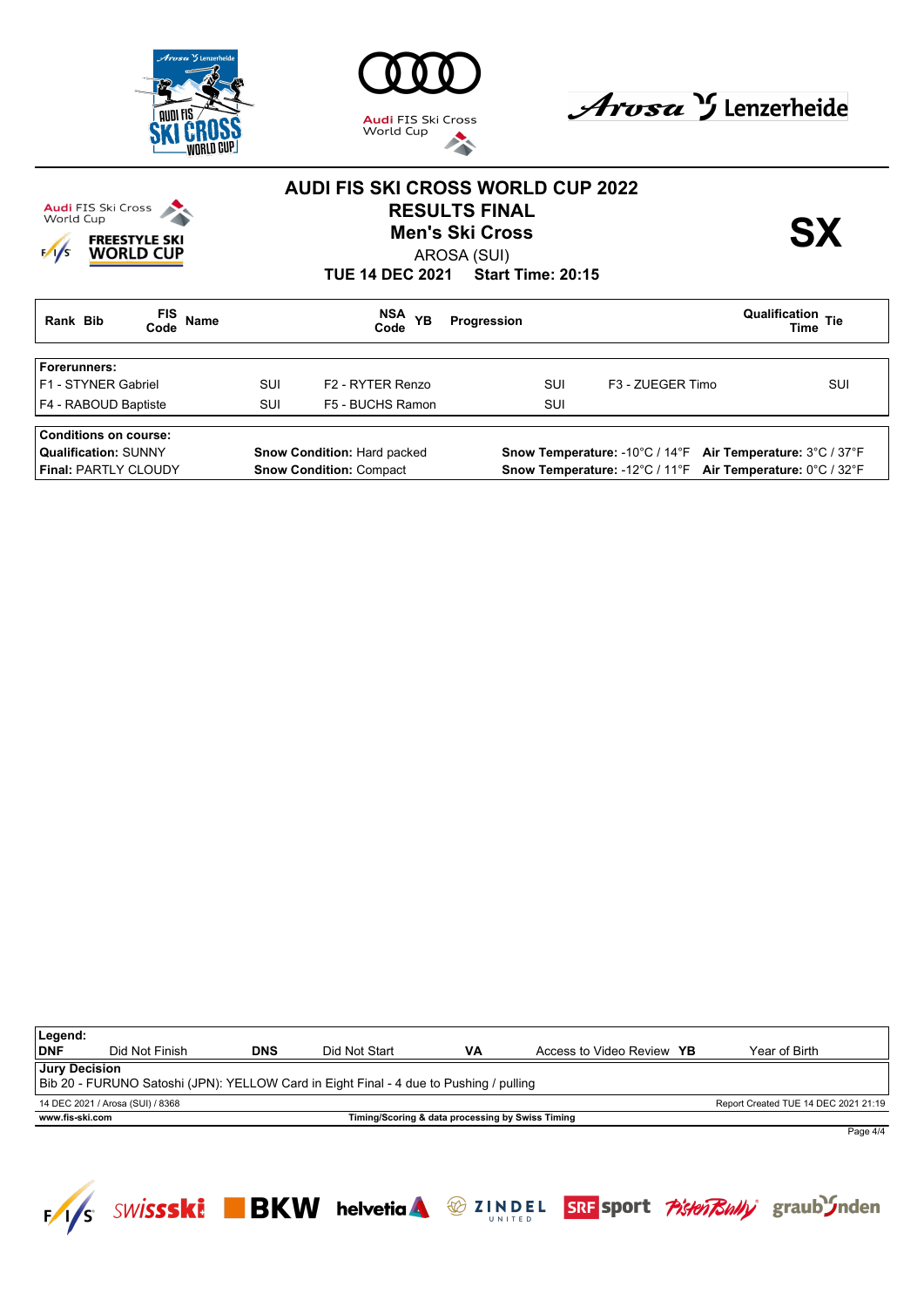# AUDI FIS SKI CROSS WORLD CUP 2022

## RESULTS FINAL

## Men's Ski Cross

AROSA (SUI)

**TUE 14 DEC 2021 Start Time: 20:15**

**SX**

| Rank | Bib | FIS Code | Name | NSA Code | YB | Progression | Qualification Time | Tie |
|---|---|---|---|---|---|---|---|---|

**Forerunners:**

| | | | | | |
|---|---|---|---|---|---|
| F1 - STYNER Gabriel | SUI | F2 - RYTER Renzo | SUI | F3 - ZUEGER Timo | SUI |
| F4 - RABOUD Baptiste | SUI | F5 - BUCHS Ramon | SUI | | |

**Conditions on course:**

| | | | |
|---|---|---|---|
| **Qualification:** SUNNY | **Snow Condition:** Hard packed | **Snow Temperature:** -10°C / 14°F | **Air Temperature:** 3°C / 37°F |
| **Final:** PARTLY CLOUDY | **Snow Condition:** Compact | **Snow Temperature:** -12°C / 11°F | **Air Temperature:** 0°C / 32°F |

**Legend:**

| | | | | | | | |
|---|---|---|---|---|---|---|---|
| **DNF** | Did Not Finish | **DNS** | Did Not Start | **VA** | Access to Video Review | **YB** | Year of Birth |

**Jury Decision**

Bib 20 - FURUNO Satoshi (JPN): YELLOW Card in Eight Final - 4 due to Pushing / pulling

14 DEC 2021 / Arosa (SUI) / 8368 — Report Created TUE 14 DEC 2021 21:19

www.fis-ski.com — Timing/Scoring & data processing by Swiss Timing